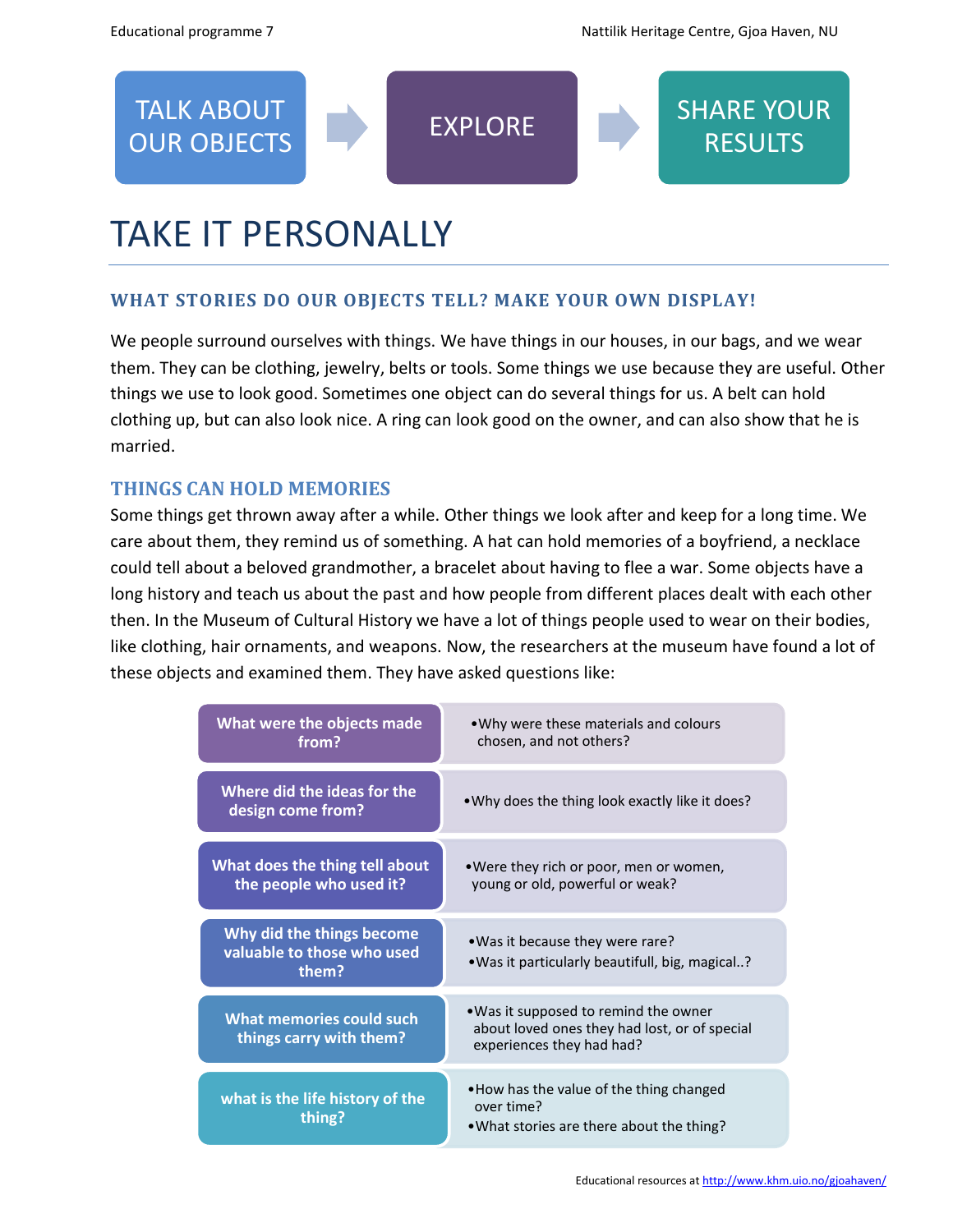TALK ABOUT OUR OBJECTS → EXPLORE → SHARE YOUR RESULTS

# TAKE IT PERSONALLY

## WHAT STORIES DO OUR OBJECTS TELL? MAKE YOUR OWN DISPLAY!

We people surround ourselves with things. We have things in our houses, in our bags, and we wear them. They can be clothing, jewelry, belts or tools. Some things we use because they are useful. Other things we use to look good. Sometimes one object can do several things for us. A belt can hold clothing up, but can also look nice. A ring can look good on the owner, and can also show that he is married.

## THINGS CAN HOLD MEMORIES

Some things get thrown away after a while. Other things we look after and keep for a long time. We care about them, they remind us of something. A hat can hold memories of a boyfriend, a necklace could tell about a beloved grandmother, a bracelet about having to flee a war. Some objects have a long history and teach us about the past and how people from different places dealt with each other then. In the Museum of Cultural History we have a lot of things people used to wear on their bodies, like clothing, hair ornaments, and weapons. Now, the researchers at the museum have found a lot of these objects and examined them. They have asked questions like:

| Question | Follow-up |
|---|---|
| What were the objects made from? | • Why were these materials and colours chosen, and not others? |
| Where did the ideas for the design come from? | • Why does the thing look exactly like it does? |
| What does the thing tell about the people who used it? | • Were they rich or poor, men or women, young or old, powerful or weak? |
| Why did the things become valuable to those who used them? | • Was it because they were rare?<br>• Was it particularly beautifull, big, magical..? |
| What memories could such things carry with them? | • Was it supposed to remind the owner about loved ones they had lost, or of special experiences they had had? |
| what is the life history of the thing? | • How has the value of the thing changed over time?<br>• What stories are there about the thing? |

Educational resources at http://www.khm.uio.no/gjoahaven/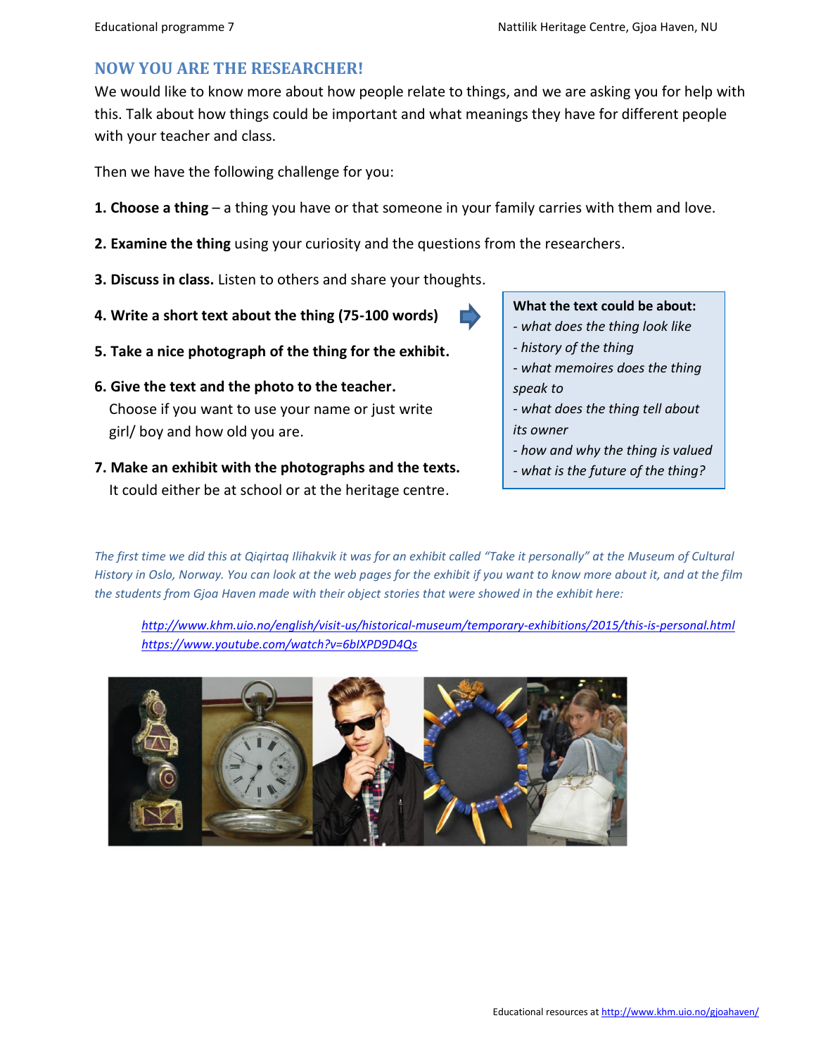## NOW YOU ARE THE RESEARCHER!

We would like to know more about how people relate to things, and we are asking you for help with this. Talk about how things could be important and what meanings they have for different people with your teacher and class.

Then we have the following challenge for you:

**1. Choose a thing** – a thing you have or that someone in your family carries with them and love.

**2. Examine the thing** using your curiosity and the questions from the researchers.

**3. Discuss in class.** Listen to others and share your thoughts.

**4. Write a short text about the thing (75-100 words)**

**5. Take a nice photograph of the thing for the exhibit.**

**6. Give the text and the photo to the teacher.**
Choose if you want to use your name or just write girl/ boy and how old you are.

**7. Make an exhibit with the photographs and the texts.**
It could either be at school or at the heritage centre.

**What the text could be about:**

- *what does the thing look like*
- *history of the thing*
- *what memoires does the thing speak to*
- *what does the thing tell about its owner*
- *how and why the thing is valued*
- *what is the future of the thing?*

*The first time we did this at Qiqirtaq Ilihakvik it was for an exhibit called "Take it personally" at the Museum of Cultural History in Oslo, Norway. You can look at the web pages for the exhibit if you want to know more about it, and at the film the students from Gjoa Haven made with their object stories that were showed in the exhibit here:*

*http://www.khm.uio.no/english/visit-us/historical-museum/temporary-exhibitions/2015/this-is-personal.html*
*https://www.youtube.com/watch?v=6bIXPD9D4Qs*

Educational resources at http://www.khm.uio.no/gjoahaven/